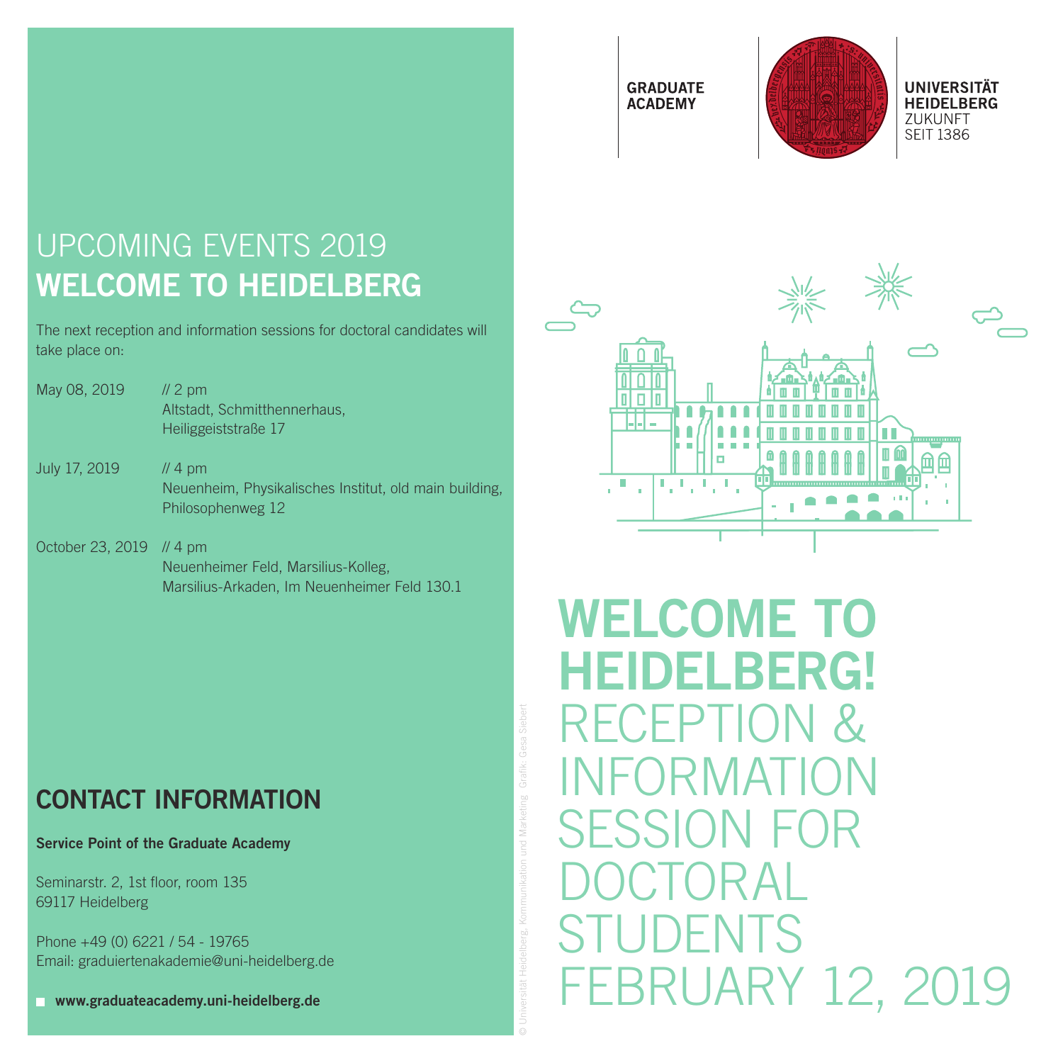# UPCOMING EVENTS 2019
## WELCOME TO HEIDELBERG

The next reception and information sessions for doctoral candidates will take place on:

May 08, 2019 // 2 pm
Altstadt, Schmitthennerhaus,
Heiliggeiststraße 17

July 17, 2019 // 4 pm
Neuenheim, Physikalisches Institut, old main building,
Philosophenweg 12

October 23, 2019 // 4 pm
Neuenheimer Feld, Marsilius-Kolleg,
Marsilius-Arkaden, Im Neuenheimer Feld 130.1

## CONTACT INFORMATION

**Service Point of the Graduate Academy**

Seminarstr. 2, 1st floor, room 135
69117 Heidelberg

Phone +49 (0) 6221 / 54 - 19765
Email: graduiertenakademie@uni-heidelberg.de

**www.graduateacademy.uni-heidelberg.de**

© Universität Heidelberg, Kommunikation und Marketing Grafik: Gesa Siebert

GRADUATE ACADEMY

UNIVERSITÄT HEIDELBERG
ZUKUNFT SEIT 1386

# WELCOME TO HEIDELBERG!

RECEPTION & INFORMATION SESSION FOR DOCTORAL STUDENTS
FEBRUARY 12, 2019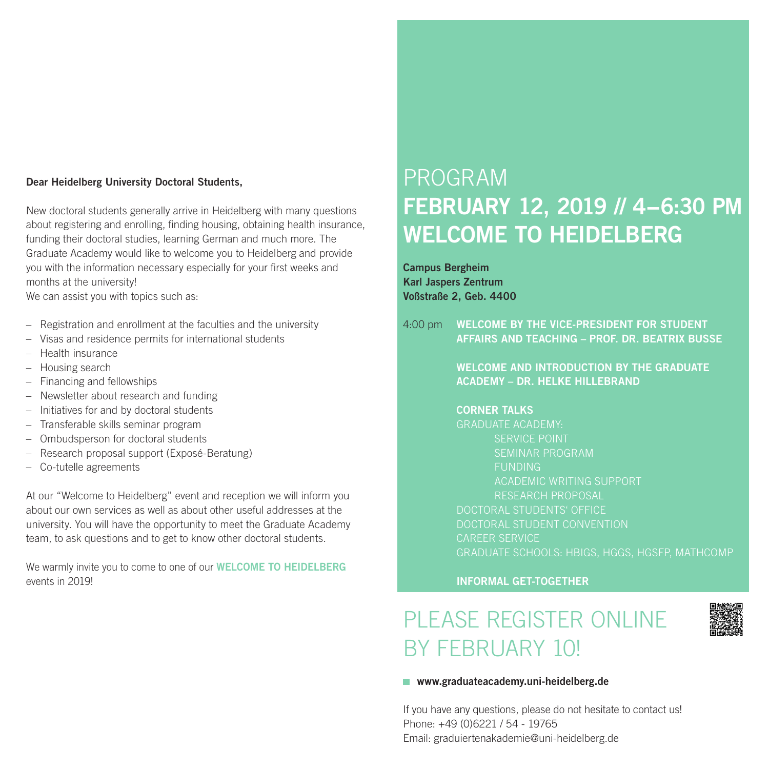**Dear Heidelberg University Doctoral Students,**

New doctoral students generally arrive in Heidelberg with many questions about registering and enrolling, finding housing, obtaining health insurance, funding their doctoral studies, learning German and much more. The Graduate Academy would like to welcome you to Heidelberg and provide you with the information necessary especially for your first weeks and months at the university!
We can assist you with topics such as:

- Registration and enrollment at the faculties and the university
- Visas and residence permits for international students
- Health insurance
- Housing search
- Financing and fellowships
- Newsletter about research and funding
- Initiatives for and by doctoral students
- Transferable skills seminar program
- Ombudsperson for doctoral students
- Research proposal support (Exposé-Beratung)
- Co-tutelle agreements

At our "Welcome to Heidelberg" event and reception we will inform you about our own services as well as about other useful addresses at the university. You will have the opportunity to meet the Graduate Academy team, to ask questions and to get to know other doctoral students.

We warmly invite you to come to one of our **WELCOME TO HEIDELBERG** events in 2019!

# PROGRAM
# FEBRUARY 12, 2019 // 4–6:30 PM
# WELCOME TO HEIDELBERG

**Campus Bergheim**
**Karl Jaspers Zentrum**
**Voßstraße 2, Geb. 4400**

4:00 pm **WELCOME BY THE VICE-PRESIDENT FOR STUDENT AFFAIRS AND TEACHING – PROF. DR. BEATRIX BUSSE**

**WELCOME AND INTRODUCTION BY THE GRADUATE ACADEMY – DR. HELKE HILLEBRAND**

**CORNER TALKS**

GRADUATE ACADEMY:
- SERVICE POINT
- SEMINAR PROGRAM
- FUNDING
- ACADEMIC WRITING SUPPORT
- RESEARCH PROPOSAL

DOCTORAL STUDENTS' OFFICE
DOCTORAL STUDENT CONVENTION
CAREER SERVICE
GRADUATE SCHOOLS: HBIGS, HGGS, HGSFP, MATHCOMP

**INFORMAL GET-TOGETHER**

# PLEASE REGISTER ONLINE BY FEBRUARY 10!

**www.graduateacademy.uni-heidelberg.de**

If you have any questions, please do not hesitate to contact us!
Phone: +49 (0)6221 / 54 - 19765
Email: graduiertenakademie@uni-heidelberg.de